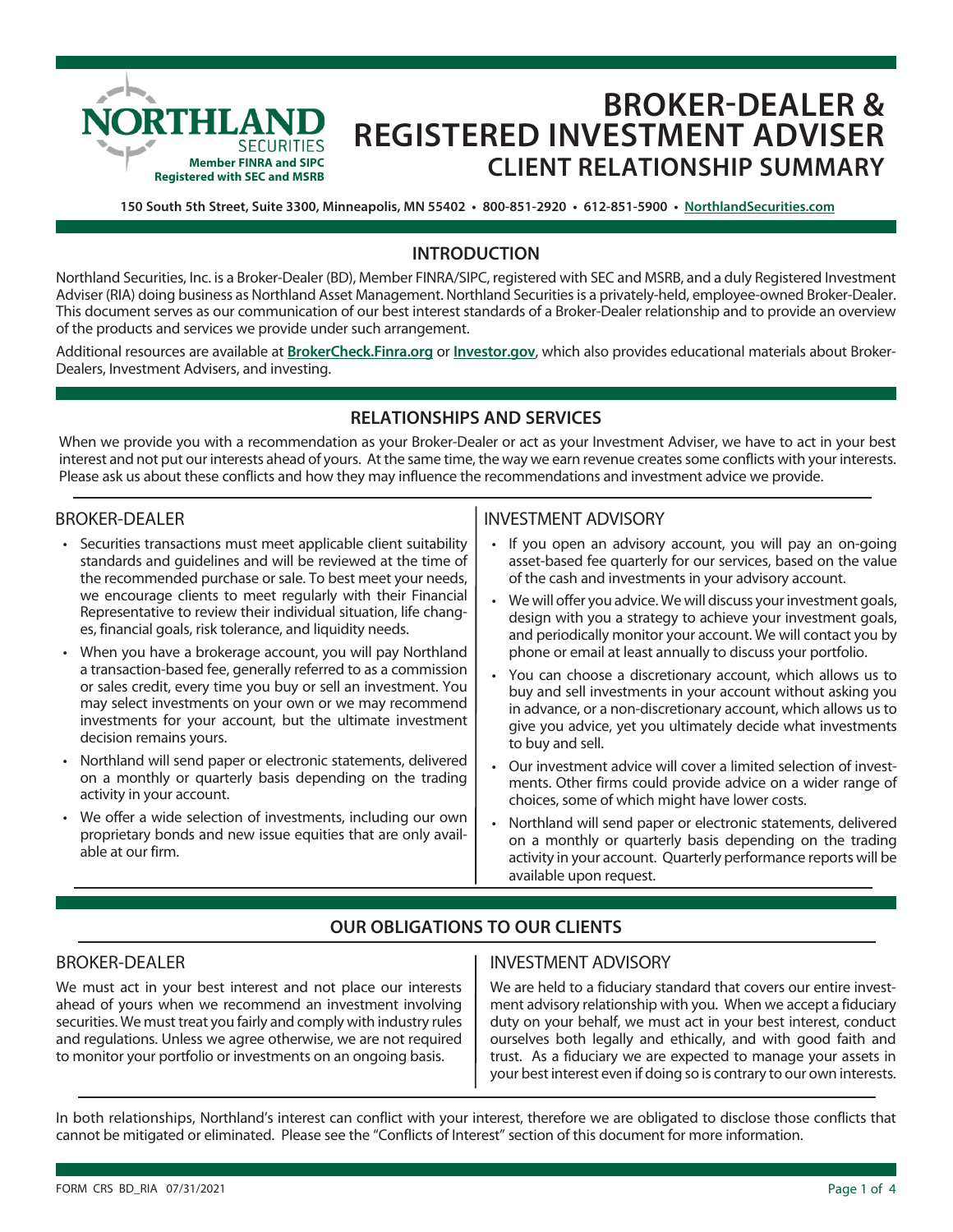# NORTHLAND SECURITIES

**Member FINRA and SIPC**
**Registered with SEC and MSRB**

# BROKER-DEALER & REGISTERED INVESTMENT ADVISER
## CLIENT RELATIONSHIP SUMMARY

**150 South 5th Street, Suite 3300, Minneapolis, MN 55402 • 800-851-2920 • 612-851-5900 • NorthlandSecurities.com**

## INTRODUCTION

Northland Securities, Inc. is a Broker-Dealer (BD), Member FINRA/SIPC, registered with SEC and MSRB, and a duly Registered Investment Adviser (RIA) doing business as Northland Asset Management. Northland Securities is a privately-held, employee-owned Broker-Dealer. This document serves as our communication of our best interest standards of a Broker-Dealer relationship and to provide an overview of the products and services we provide under such arrangement.

Additional resources are available at **BrokerCheck.Finra.org** or **Investor.gov**, which also provides educational materials about Broker-Dealers, Investment Advisers, and investing.

## RELATIONSHIPS AND SERVICES

When we provide you with a recommendation as your Broker-Dealer or act as your Investment Adviser, we have to act in your best interest and not put our interests ahead of yours. At the same time, the way we earn revenue creates some conflicts with your interests. Please ask us about these conflicts and how they may influence the recommendations and investment advice we provide.

### BROKER-DEALER

- Securities transactions must meet applicable client suitability standards and guidelines and will be reviewed at the time of the recommended purchase or sale. To best meet your needs, we encourage clients to meet regularly with their Financial Representative to review their individual situation, life changes, financial goals, risk tolerance, and liquidity needs.
- When you have a brokerage account, you will pay Northland a transaction-based fee, generally referred to as a commission or sales credit, every time you buy or sell an investment. You may select investments on your own or we may recommend investments for your account, but the ultimate investment decision remains yours.
- Northland will send paper or electronic statements, delivered on a monthly or quarterly basis depending on the trading activity in your account.
- We offer a wide selection of investments, including our own proprietary bonds and new issue equities that are only available at our firm.

### INVESTMENT ADVISORY

- If you open an advisory account, you will pay an on-going asset-based fee quarterly for our services, based on the value of the cash and investments in your advisory account.
- We will offer you advice. We will discuss your investment goals, design with you a strategy to achieve your investment goals, and periodically monitor your account. We will contact you by phone or email at least annually to discuss your portfolio.
- You can choose a discretionary account, which allows us to buy and sell investments in your account without asking you in advance, or a non-discretionary account, which allows us to give you advice, yet you ultimately decide what investments to buy and sell.
- Our investment advice will cover a limited selection of investments. Other firms could provide advice on a wider range of choices, some of which might have lower costs.
- Northland will send paper or electronic statements, delivered on a monthly or quarterly basis depending on the trading activity in your account. Quarterly performance reports will be available upon request.

## OUR OBLIGATIONS TO OUR CLIENTS

### BROKER-DEALER

We must act in your best interest and not place our interests ahead of yours when we recommend an investment involving securities. We must treat you fairly and comply with industry rules and regulations. Unless we agree otherwise, we are not required to monitor your portfolio or investments on an ongoing basis.

### INVESTMENT ADVISORY

We are held to a fiduciary standard that covers our entire investment advisory relationship with you. When we accept a fiduciary duty on your behalf, we must act in your best interest, conduct ourselves both legally and ethically, and with good faith and trust. As a fiduciary we are expected to manage your assets in your best interest even if doing so is contrary to our own interests.

In both relationships, Northland's interest can conflict with your interest, therefore we are obligated to disclose those conflicts that cannot be mitigated or eliminated. Please see the "Conflicts of Interest" section of this document for more information.

FORM CRS BD_RIA 07/31/2021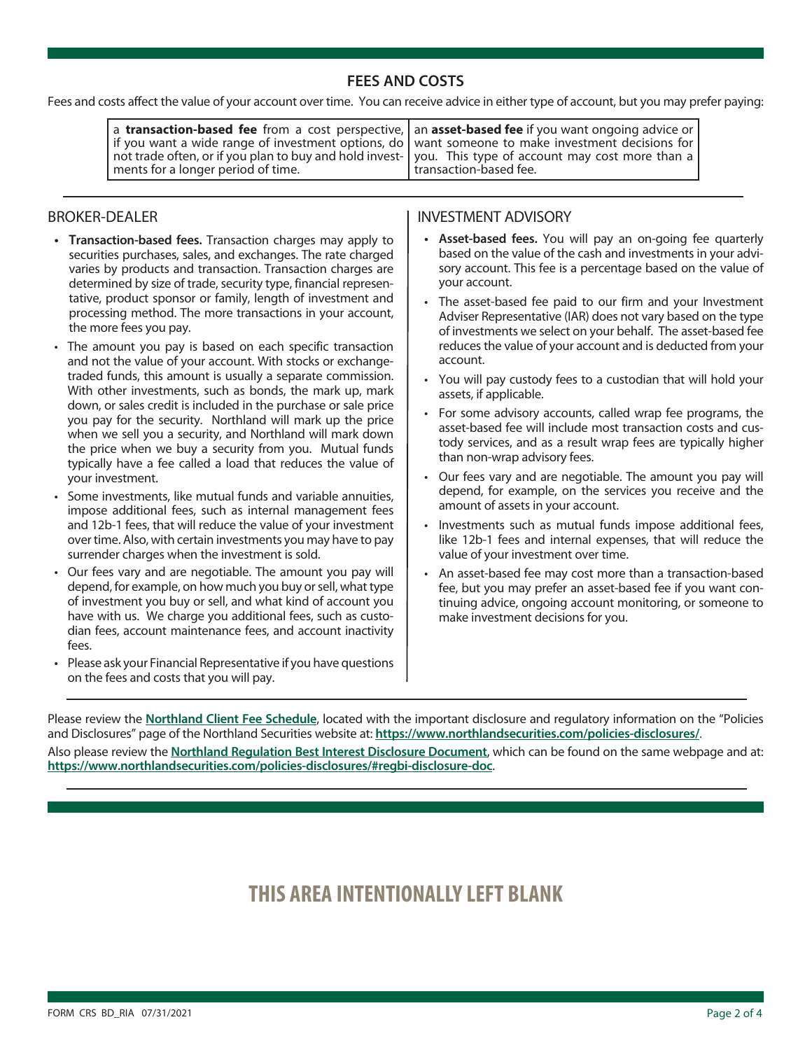## FEES AND COSTS

Fees and costs affect the value of your account over time. You can receive advice in either type of account, but you may prefer paying:

| a **transaction-based fee** from a cost perspective, if you want a wide range of investment options, do not trade often, or if you plan to buy and hold investments for a longer period of time. | an **asset-based fee** if you want ongoing advice or want someone to make investment decisions for you. This type of account may cost more than a transaction-based fee. |
|---|---|

### BROKER-DEALER

- **Transaction-based fees.** Transaction charges may apply to securities purchases, sales, and exchanges. The rate charged varies by products and transaction. Transaction charges are determined by size of trade, security type, financial representative, product sponsor or family, length of investment and processing method. The more transactions in your account, the more fees you pay.
- The amount you pay is based on each specific transaction and not the value of your account. With stocks or exchange-traded funds, this amount is usually a separate commission. With other investments, such as bonds, the mark up, mark down, or sales credit is included in the purchase or sale price you pay for the security. Northland will mark up the price when we sell you a security, and Northland will mark down the price when we buy a security from you. Mutual funds typically have a fee called a load that reduces the value of your investment.
- Some investments, like mutual funds and variable annuities, impose additional fees, such as internal management fees and 12b-1 fees, that will reduce the value of your investment over time. Also, with certain investments you may have to pay surrender charges when the investment is sold.
- Our fees vary and are negotiable. The amount you pay will depend, for example, on how much you buy or sell, what type of investment you buy or sell, and what kind of account you have with us. We charge you additional fees, such as custodian fees, account maintenance fees, and account inactivity fees.
- Please ask your Financial Representative if you have questions on the fees and costs that you will pay.

### INVESTMENT ADVISORY

- **Asset-based fees.** You will pay an on-going fee quarterly based on the value of the cash and investments in your advisory account. This fee is a percentage based on the value of your account.
- The asset-based fee paid to our firm and your Investment Adviser Representative (IAR) does not vary based on the type of investments we select on your behalf. The asset-based fee reduces the value of your account and is deducted from your account.
- You will pay custody fees to a custodian that will hold your assets, if applicable.
- For some advisory accounts, called wrap fee programs, the asset-based fee will include most transaction costs and custody services, and as a result wrap fees are typically higher than non-wrap advisory fees.
- Our fees vary and are negotiable. The amount you pay will depend, for example, on the services you receive and the amount of assets in your account.
- Investments such as mutual funds impose additional fees, like 12b-1 fees and internal expenses, that will reduce the value of your investment over time.
- An asset-based fee may cost more than a transaction-based fee, but you may prefer an asset-based fee if you want continuing advice, ongoing account monitoring, or someone to make investment decisions for you.

Please review the **Northland Client Fee Schedule**, located with the important disclosure and regulatory information on the "Policies and Disclosures" page of the Northland Securities website at: **https://www.northlandsecurities.com/policies-disclosures/**.

Also please review the **Northland Regulation Best Interest Disclosure Document**, which can be found on the same webpage and at: **https://www.northlandsecurities.com/policies-disclosures/#regbi-disclosure-doc**.

## THIS AREA INTENTIONALLY LEFT BLANK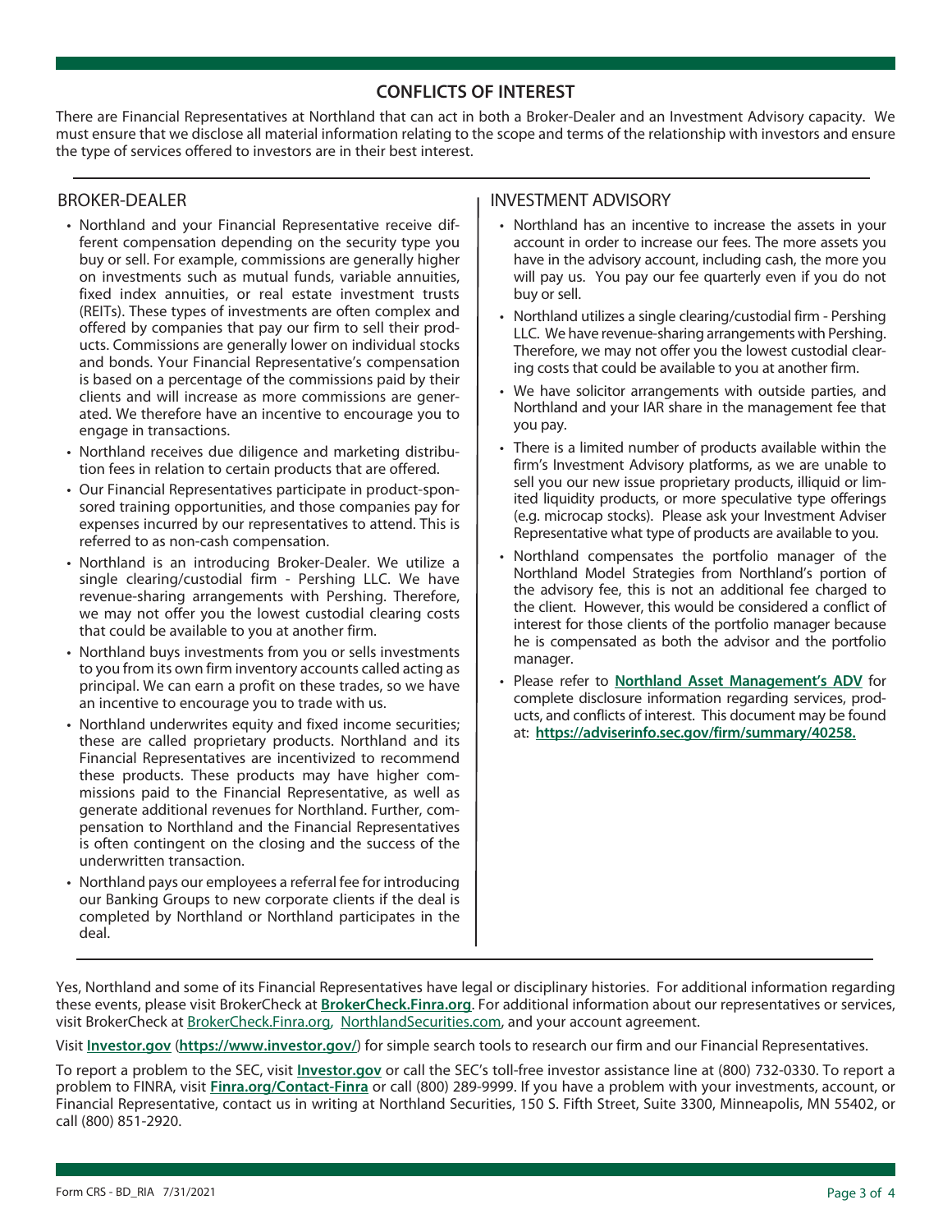## CONFLICTS OF INTEREST

There are Financial Representatives at Northland that can act in both a Broker-Dealer and an Investment Advisory capacity. We must ensure that we disclose all material information relating to the scope and terms of the relationship with investors and ensure the type of services offered to investors are in their best interest.

### BROKER-DEALER

- Northland and your Financial Representative receive different compensation depending on the security type you buy or sell. For example, commissions are generally higher on investments such as mutual funds, variable annuities, fixed index annuities, or real estate investment trusts (REITs). These types of investments are often complex and offered by companies that pay our firm to sell their products. Commissions are generally lower on individual stocks and bonds. Your Financial Representative's compensation is based on a percentage of the commissions paid by their clients and will increase as more commissions are generated. We therefore have an incentive to encourage you to engage in transactions.
- Northland receives due diligence and marketing distribution fees in relation to certain products that are offered.
- Our Financial Representatives participate in product-sponsored training opportunities, and those companies pay for expenses incurred by our representatives to attend. This is referred to as non-cash compensation.
- Northland is an introducing Broker-Dealer. We utilize a single clearing/custodial firm - Pershing LLC. We have revenue-sharing arrangements with Pershing. Therefore, we may not offer you the lowest custodial clearing costs that could be available to you at another firm.
- Northland buys investments from you or sells investments to you from its own firm inventory accounts called acting as principal. We can earn a profit on these trades, so we have an incentive to encourage you to trade with us.
- Northland underwrites equity and fixed income securities; these are called proprietary products. Northland and its Financial Representatives are incentivized to recommend these products. These products may have higher commissions paid to the Financial Representative, as well as generate additional revenues for Northland. Further, compensation to Northland and the Financial Representatives is often contingent on the closing and the success of the underwritten transaction.
- Northland pays our employees a referral fee for introducing our Banking Groups to new corporate clients if the deal is completed by Northland or Northland participates in the deal.

### INVESTMENT ADVISORY

- Northland has an incentive to increase the assets in your account in order to increase our fees. The more assets you have in the advisory account, including cash, the more you will pay us. You pay our fee quarterly even if you do not buy or sell.
- Northland utilizes a single clearing/custodial firm - Pershing LLC. We have revenue-sharing arrangements with Pershing. Therefore, we may not offer you the lowest custodial clearing costs that could be available to you at another firm.
- We have solicitor arrangements with outside parties, and Northland and your IAR share in the management fee that you pay.
- There is a limited number of products available within the firm's Investment Advisory platforms, as we are unable to sell you our new issue proprietary products, illiquid or limited liquidity products, or more speculative type offerings (e.g. microcap stocks). Please ask your Investment Adviser Representative what type of products are available to you.
- Northland compensates the portfolio manager of the Northland Model Strategies from Northland's portion of the advisory fee, this is not an additional fee charged to the client. However, this would be considered a conflict of interest for those clients of the portfolio manager because he is compensated as both the advisor and the portfolio manager.
- Please refer to **Northland Asset Management's ADV** for complete disclosure information regarding services, products, and conflicts of interest. This document may be found at: **https://adviserinfo.sec.gov/firm/summary/40258.**

Yes, Northland and some of its Financial Representatives have legal or disciplinary histories. For additional information regarding these events, please visit BrokerCheck at **BrokerCheck.Finra.org**. For additional information about our representatives or services, visit BrokerCheck at BrokerCheck.Finra.org, NorthlandSecurities.com, and your account agreement.

Visit **Investor.gov** (**https://www.investor.gov/**) for simple search tools to research our firm and our Financial Representatives.

To report a problem to the SEC, visit **Investor.gov** or call the SEC's toll-free investor assistance line at (800) 732-0330. To report a problem to FINRA, visit **Finra.org/Contact-Finra** or call (800) 289-9999. If you have a problem with your investments, account, or Financial Representative, contact us in writing at Northland Securities, 150 S. Fifth Street, Suite 3300, Minneapolis, MN 55402, or call (800) 851-2920.

Form CRS - BD_RIA 7/31/2021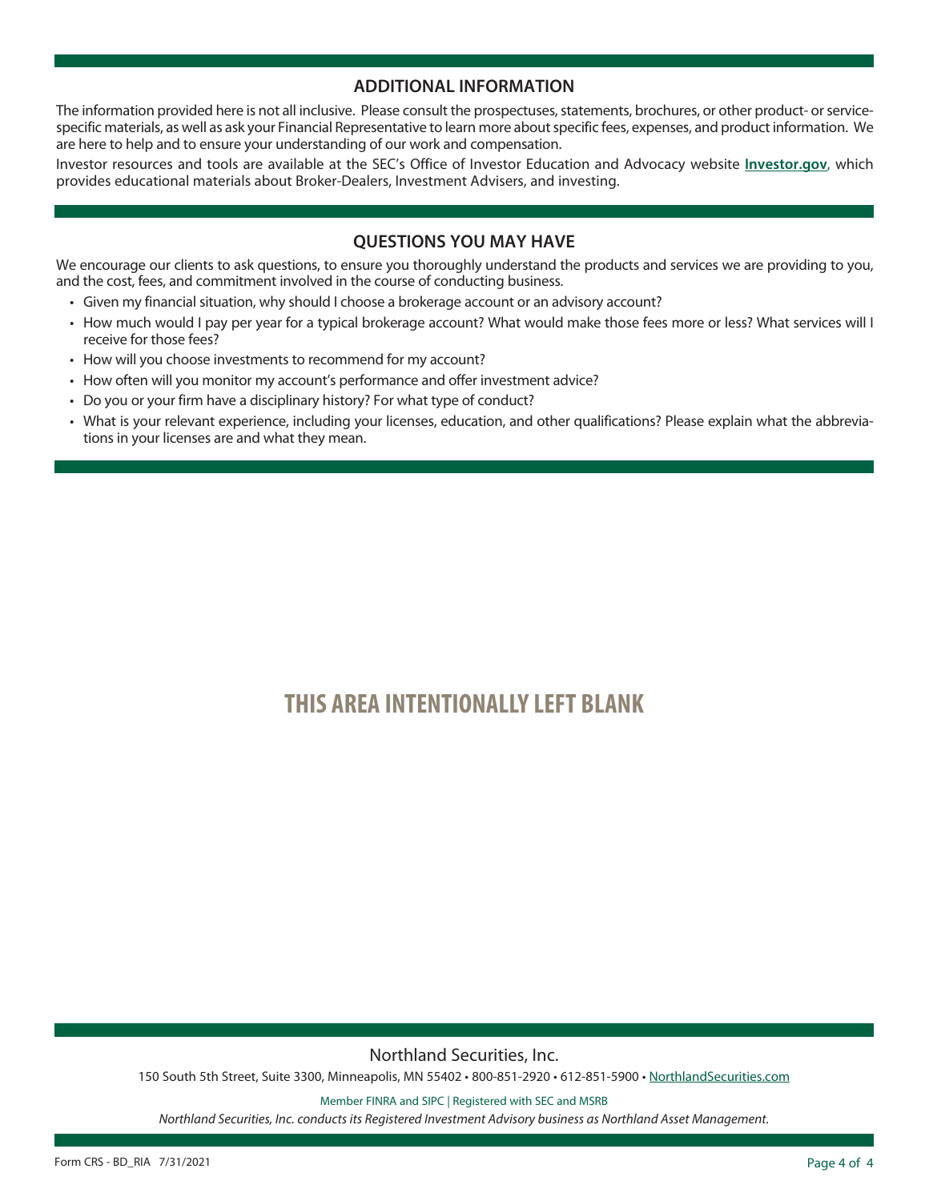## ADDITIONAL INFORMATION

The information provided here is not all inclusive. Please consult the prospectuses, statements, brochures, or other product- or service-specific materials, as well as ask your Financial Representative to learn more about specific fees, expenses, and product information. We are here to help and to ensure your understanding of our work and compensation.

Investor resources and tools are available at the SEC's Office of Investor Education and Advocacy website **Investor.gov**, which provides educational materials about Broker-Dealers, Investment Advisers, and investing.

## QUESTIONS YOU MAY HAVE

We encourage our clients to ask questions, to ensure you thoroughly understand the products and services we are providing to you, and the cost, fees, and commitment involved in the course of conducting business.

- Given my financial situation, why should I choose a brokerage account or an advisory account?
- How much would I pay per year for a typical brokerage account? What would make those fees more or less? What services will I receive for those fees?
- How will you choose investments to recommend for my account?
- How often will you monitor my account's performance and offer investment advice?
- Do you or your firm have a disciplinary history? For what type of conduct?
- What is your relevant experience, including your licenses, education, and other qualifications? Please explain what the abbreviations in your licenses are and what they mean.

**THIS AREA INTENTIONALLY LEFT BLANK**

Northland Securities, Inc.

150 South 5th Street, Suite 3300, Minneapolis, MN 55402 • 800-851-2920 • 612-851-5900 • NorthlandSecurities.com

Member FINRA and SIPC | Registered with SEC and MSRB

*Northland Securities, Inc. conducts its Registered Investment Advisory business as Northland Asset Management.*

Form CRS - BD_RIA 7/31/2021